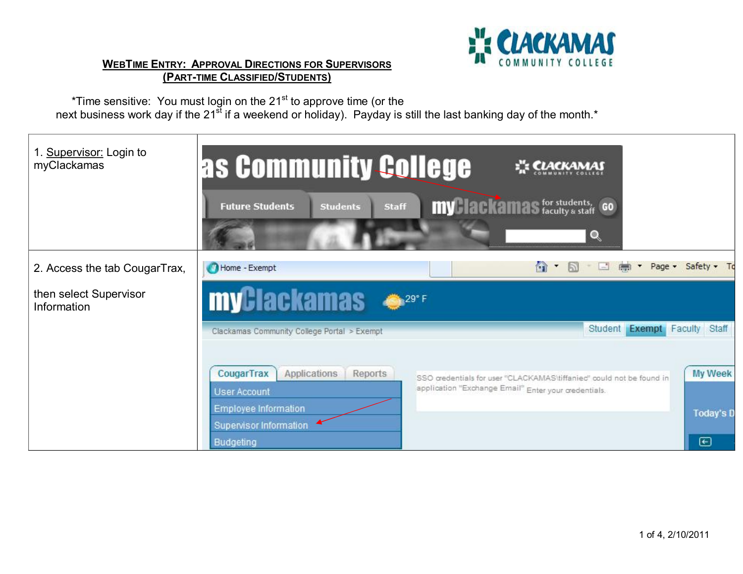# WebTime Entry: Approval Directions for Supervisors (Part-time Classified/Students)

*Time sensitive: You must login on the 21st to approve time (or the next business work day if the 21st if a weekend or holiday). Payday is still the last banking day of the month.*

| | |
|---|---|
| 1. Supervisor: Login to myClackamas | |
| 2. Access the tab CougarTrax,<br><br>then select Supervisor Information | |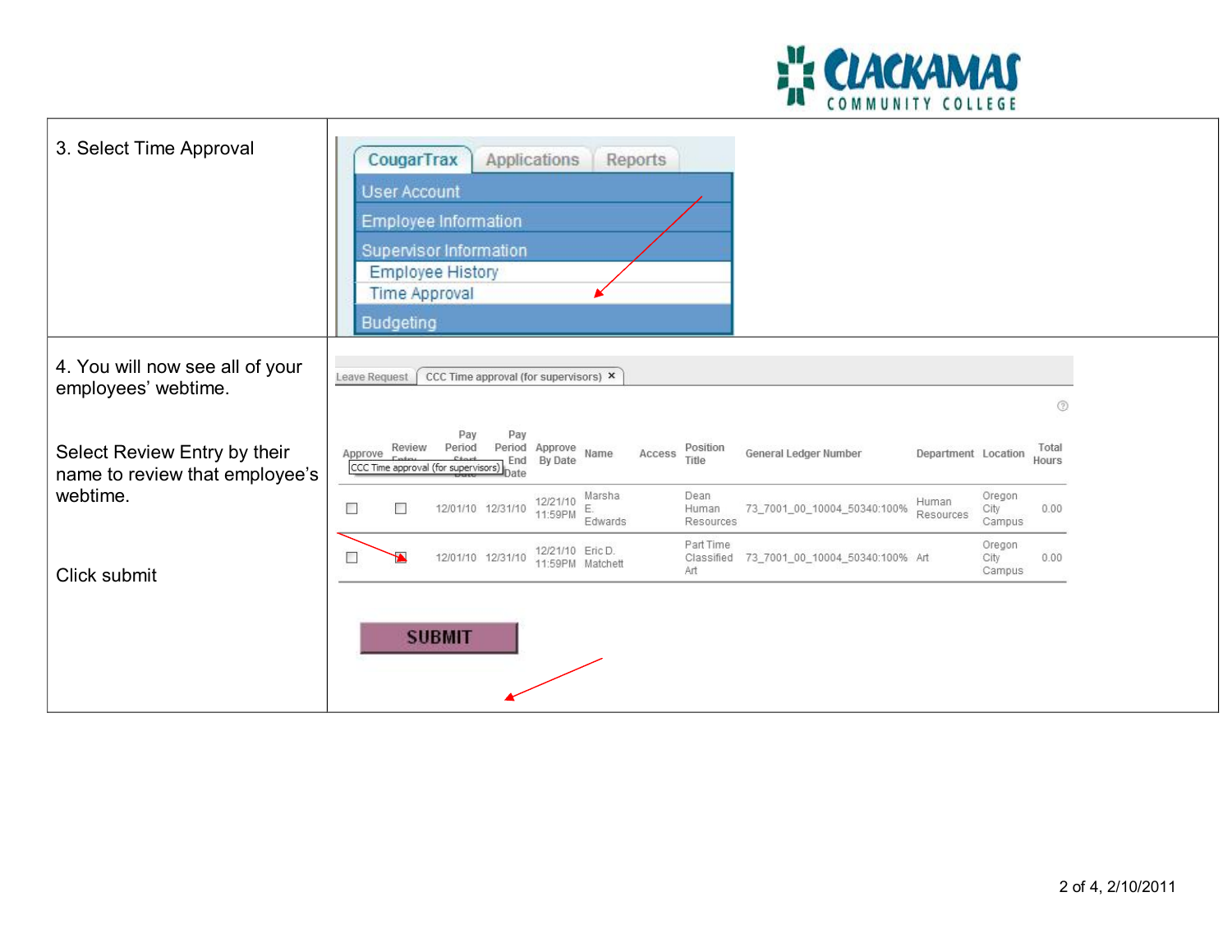| | |
|---|---|
| 3. Select Time Approval | CougarTrax / Applications / Reports<br>User Account<br>Employee Information<br>Supervisor Information<br>Employee History<br>Time Approval<br>Budgeting |
| 4. You will now see all of your employees' webtime.<br><br>Select Review Entry by their name to review that employee's webtime.<br><br>Click submit | Leave Request / CCC Time approval (for supervisors)<br><br>(see table below)<br><br>SUBMIT |

| Approve | Review Entry | Pay Period Start Date | Pay Period End Date | Approve By Date | Name | Access | Position Title | General Ledger Number | Department | Location | Total Hours |
|---|---|---|---|---|---|---|---|---|---|---|---|
| ☐ | ☐ | 12/01/10 | 12/31/10 | 12/21/10 11:59PM | Marsha E. Edwards | | Dean Human Resources | 73_7001_00_10004_50340:100% | Human Resources | Oregon City Campus | 0.00 |
| ☐ | ☒ | 12/01/10 | 12/31/10 | 12/21/10 11:59PM | Eric D. Matchett | | Part Time Classified Art | 73_7001_00_10004_50340:100% | Art | Oregon City Campus | 0.00 |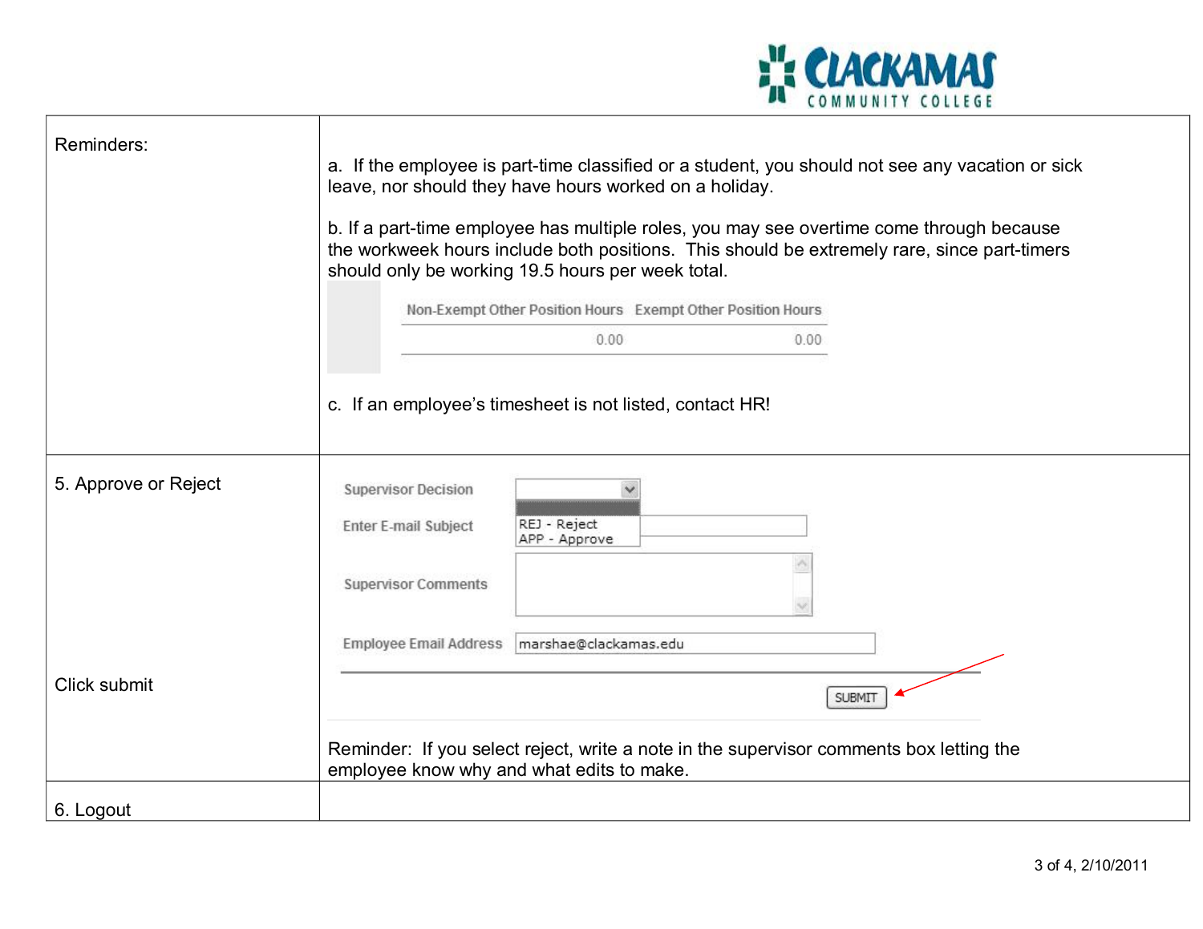| | |
|---|---|
| Reminders: | a. If the employee is part-time classified or a student, you should not see any vacation or sick leave, nor should they have hours worked on a holiday.<br><br>b. If a part-time employee has multiple roles, you may see overtime come through because the workweek hours include both positions. This should be extremely rare, since part-timers should only be working 19.5 hours per week total.<br><br>Non-Exempt Other Position Hours: 0.00 — Exempt Other Position Hours: 0.00<br><br>c. If an employee's timesheet is not listed, contact HR! |
| 5. Approve or Reject<br><br>Click submit | Supervisor Decision: REJ - Reject / APP - Approve<br>Enter E-mail Subject<br>Supervisor Comments<br>Employee Email Address: marshae@clackamas.edu<br>SUBMIT<br><br>Reminder: If you select reject, write a note in the supervisor comments box letting the employee know why and what edits to make. |
| 6. Logout | |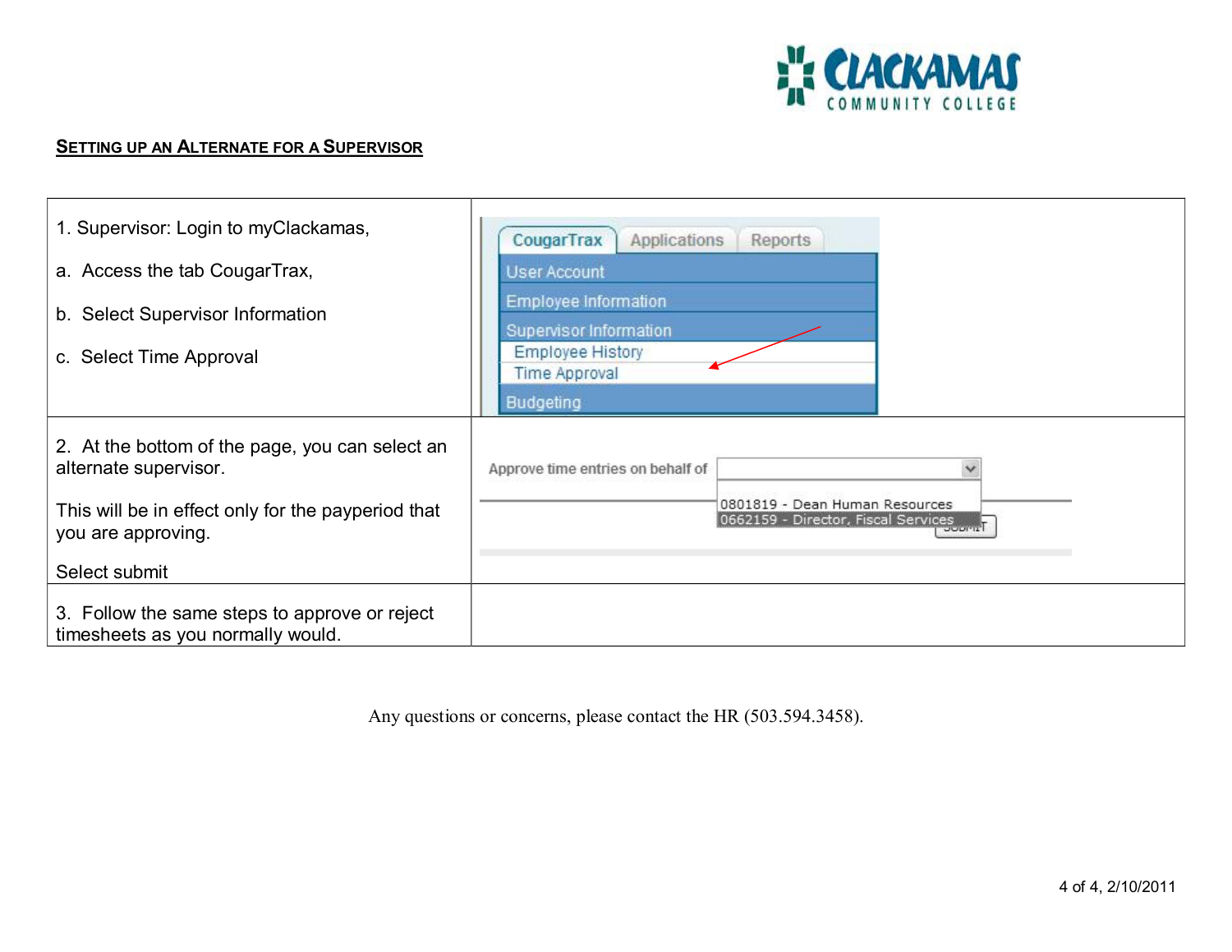## SETTING UP AN ALTERNATE FOR A SUPERVISOR

| | |
|---|---|
| 1. Supervisor: Login to myClackamas,<br><br>a. Access the tab CougarTrax,<br><br>b. Select Supervisor Information<br><br>c. Select Time Approval | CougarTrax Applications Reports<br>User Account<br>Employee Information<br>Supervisor Information<br>Employee History<br>Time Approval<br>Budgeting |
| 2. At the bottom of the page, you can select an alternate supervisor.<br><br>This will be in effect only for the payperiod that you are approving.<br><br>Select submit | Approve time entries on behalf of<br>0801819 - Dean Human Resources<br>0662159 - Director, Fiscal Services |
| 3. Follow the same steps to approve or reject timesheets as you normally would. | |

Any questions or concerns, please contact the HR (503.594.3458).